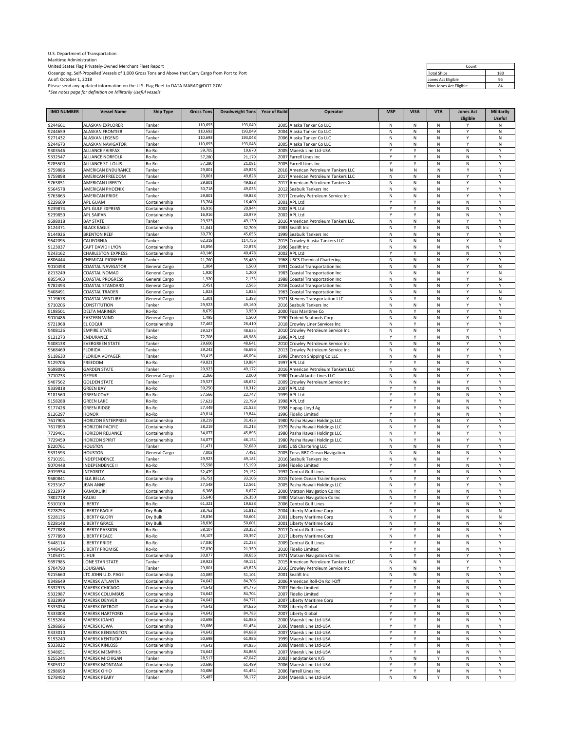U.S. Department of Transportation
Maritime Administration
United States Flag Privately-Owned Merchant Fleet Report
Oceangoing, Self-Propelled Vessels of 1,000 Gross Tons and Above that Carry Cargo from Port to Port
As of: October 1, 2018
Please send any updated information on the U.S.-Flag Fleet to DATA.MARAD@DOT.GOV
*See notes page for definition on Militarily Useful vessels

| Count | |
|---|---|
| Total Ships | 180 |
| Jones Act Eligible | 96 |
| Non-Jones Act Eligible | 84 |

| IMO NUMBER | Vessel Name | Ship Type | Gross Tons | Deadweight Tons | Year of Build | Operator | MSP | VISA | VTA | Jones Act Eligible | Militarily Useful |
|---|---|---|---|---|---|---|---|---|---|---|---|
| 9244661 | ALASKAN EXPLORER | Tanker | 110,693 | 193,049 | 2005 | Alaska Tanker Co LLC | N | N | N | Y | N |
| 9244659 | ALASKAN FRONTIER | Tanker | 110,693 | 193,049 | 2004 | Alaska Tanker Co LLC | N | N | N | Y | N |
| 9271432 | ALASKAN LEGEND | Tanker | 110,693 | 193,048 | 2006 | Alaska Tanker Co LLC | N | N | N | Y | N |
| 9244673 | ALASKAN NAVIGATOR | Tanker | 110,693 | 193,048 | 2005 | Alaska Tanker Co LLC | N | N | N | Y | N |
| 9303546 | ALLIANCE FAIRFAX | Ro-Ro | 59,705 | 19,670 | 2005 | Maersk Line Ltd-USA | Y | Y | N | N | Y |
| 9332547 | ALLIANCE NORFOLK | Ro-Ro | 57,280 | 21,179 | 2007 | Farrell Lines Inc | Y | Y | N | N | Y |
| 9285500 | ALLIANCE ST. LOUIS | Ro-Ro | 57,280 | 21,081 | 2005 | Farrell Lines Inc | Y | Y | N | N | Y |
| 9759886 | AMERICAN ENDURANCE | Tanker | 29,801 | 49,828 | 2016 | American Petroleum Tankers LLC | N | N | N | Y | Y |
| 9759898 | AMERICAN FREEDOM | Tanker | 29,801 | 49,828 | 2017 | American Petroleum Tankers LLC | N | N | N | Y | Y |
| 9763851 | AMERICAN LIBERTY | Tanker | 29,801 | 49,828 | 2017 | American Petroleum Tankers X | N | N | N | Y | Y |
| 9564578 | AMERICAN PHOENIX | Tanker | 30,718 | 49,035 | 2012 | Seabulk Tankers Inc | N | N | N | Y | Y |
| 9763863 | AMERICAN PRIDE | Tanker | 29,801 | 49,828 | 2017 | Crowley Petroleum Service Inc | N | N | N | Y | Y |
| 9229609 | APL GUAM | Containership | 13,764 | 16,400 | 2001 | APL Ltd | Y | Y | N | N | Y |
| 9239874 | APL GULF EXPRESS | Containership | 16,916 | 20,944 | 2002 | APL Ltd | Y | Y | N | N | Y |
| 9239850 | APL SAIPAN | Containership | 16,916 | 20,979 | 2002 | APL Ltd | Y | Y | N | N | Y |
| 9698018 | BAY STATE | Tanker | 29,923 | 49,130 | 2016 | American Petroleum Tankers LLC | N | N | N | Y | Y |
| 8124371 | BLACK EAGLE | Containership | 31,041 | 32,709 | 1983 | Sealift Inc | N | Y | N | N | Y |
| 9144926 | BRENTON REEF | Tanker | 30,770 | 45,656 | 1999 | Seabulk Tankers Inc | N | N | N | Y | Y |
| 9642095 | CALIFORNIA | Tanker | 62,318 | 114,756 | 2015 | Crowley Alaska Tankers LLC | N | N | N | Y | N |
| 9123037 | CAPT DAVID I LYON | Containership | 16,856 | 22,878 | 1996 | Sealift Inc | N | N | N | N | Y |
| 9243162 | CHARLESTON EXPRESS | Containership | 40,146 | 40,478 | 2002 | APL Ltd | Y | Y | N | N | Y |
| 6806444 | CHEMICAL PIONEER | Tanker | 21,760 | 35,489 | 1968 | USCS Chemical Chartering | N | N | N | Y | Y |
| 9010498 | COASTAL NAVIGATOR | General Cargo | 1,904 | 1,500 | 1991 | Coastal Transportation Inc | N | N | N | Y | N |
| 8213249 | COASTAL NOMAD | General Cargo | 1,920 | 1,200 | 1983 | Coastal Transportation Inc | N | N | N | Y | N |
| 8855463 | COASTAL PROGRESS | General Cargo | 1,920 | 2,133 | 1988 | Coastal Transportation Inc | N | N | N | Y | N |
| 9782493 | COASTAL STANDARD | General Cargo | 2,451 | 2,565 | 2016 | Coastal Transportation Inc | N | N | N | Y | Y |
| 5408491 | COASTAL TRADER | General Cargo | 1,823 | 1,825 | 1963 | Coastal Transportation Inc | N | N | N | Y | N |
| 7119678 | COASTAL VENTURE | General Cargo | 1,301 | 1,383 | 1971 | Stevens Transportation LLC | N | Y | N | Y | N |
| 9710206 | CONSTITUTION | Tanker | 29,923 | 49,160 | 2016 | Seabulk Tankers Inc | N | N | N | Y | Y |
| 9198501 | DELTA MARINER | Ro-Ro | 8,679 | 3,950 | 2000 | Foss Maritime Co | N | Y | N | Y | Y |
| 9010486 | EASTERN WIND | General Cargo | 1,495 | 1,500 | 1990 | Trident Seafoods Corp | N | N | N | Y | N |
| 9721968 | EL COQUI | Containership | 37,462 | 26,410 | 2018 | Crowley Liner Services Inc | N | Y | N | Y | Y |
| 9408126 | EMPIRE STATE | Tanker | 29,527 | 48,635 | 2010 | Crowley Petroleum Service Inc | N | N | N | Y | Y |
| 9121273 | ENDURANCE | Ro-Ro | 72,708 | 48,988 | 1996 | APL Ltd | Y | Y | N | N | Y |
| 9408138 | EVERGREEN STATE | Tanker | 29,606 | 48,641 | 2010 | Crowley Petroleum Service Inc | N | N | N | Y | Y |
| 9568469 | FLORIDA | Tanker | 29,242 | 46,696 | 2013 | Crowley Petroleum Service Inc | N | N | N | Y | Y |
| 9118630 | FLORIDA VOYAGER | Tanker | 30,415 | 46,094 | 1998 | Chevron Shipping Co LLC | N | N | N | Y | Y |
| 9129706 | FREEDOM | Ro-Ro | 49,821 | 19,884 | 1997 | APL Ltd | Y | Y | N | N | Y |
| 9698006 | GARDEN STATE | Tanker | 29,923 | 49,172 | 2016 | American Petroleum Tankers LLC | N | N | N | Y | Y |
| 7710733 | GEYSIR | General Cargo | 2,266 | 2,000 | 1980 | TransAtlantic Lines LLC | N | N | N | Y | Y |
| 9407562 | GOLDEN STATE | Tanker | 29,527 | 48,632 | 2009 | Crowley Petroleum Service Inc | N | N | N | Y | Y |
| 9339818 | GREEN BAY | Ro-Ro | 59,250 | 18,312 | 2007 | APL Ltd | Y | Y | N | N | Y |
| 9181560 | GREEN COVE | Ro-Ro | 57,566 | 22,747 | 1999 | APL Ltd | Y | Y | N | N | Y |
| 9158288 | GREEN LAKE | Ro-Ro | 57,623 | 22,799 | 1998 | APL Ltd | Y | Y | N | N | Y |
| 9177428 | GREEN RIDGE | Ro-Ro | 57,449 | 21,523 | 1998 | Hapag-Lloyd Ag | Y | Y | N | N | Y |
| 9126297 | HONOR | Ro-Ro | 49,814 | 19,844 | 1996 | Fidelio Limited | Y | Y | N | N | Y |
| 7617905 | HORIZON ENTERPRISE | Containership | 28,219 | 31,423 | 1980 | Pasha Hawaii Holdings LLC | N | Y | N | Y | Y |
| 7617890 | HORIZON PACIFIC | Containership | 28,219 | 31,213 | 1979 | Pasha Hawaii Holdings LLC | N | Y | N | Y | Y |
| 7729461 | HORIZON RELIANCE | Containership | 34,077 | 45,895 | 1980 | Pasha Hawaii Holdings LLC | N | Y | N | Y | Y |
| 7729459 | HORIZON SPIRIT | Containership | 34,077 | 46,154 | 1980 | Pasha Hawaii Holdings LLC | N | Y | N | Y | Y |
| 8220761 | HOUSTON | Tanker | 21,471 | 32,689 | 1985 | USS Chartering LLC | N | N | N | Y | Y |
| 9331593 | HOUSTON | General Cargo | 7,002 | 7,491 | 2005 | Teras BBC Ocean Navigation | N | N | N | N | Y |
| 9710191 | INDEPENDENCE | Tanker | 29,923 | 49,181 | 2016 | Seabulk Tankers Inc | N | N | N | Y | Y |
| 9070448 | INDEPENDENCE II | Ro-Ro | 55,598 | 15,199 | 1994 | Fidelio Limited | Y | Y | N | N | Y |
| 8919934 | INTEGRITY | Ro-Ro | 52,479 | 29,152 | 1992 | Central Gulf Lines | Y | Y | N | N | Y |
| 9680841 | ISLA BELLA | Containership | 36,751 | 33,106 | 2015 | Totem Ocean Trailer Express | N | Y | N | Y | Y |
| 9233167 | JEAN ANNE | Ro-Ro | 37,548 | 12,561 | 2005 | Pasha Hawaii Holdings LLC | N | Y | N | Y | Y |
| 9232979 | KAMOKUIKI | Containership | 6,368 | 8,627 | 2000 | Matson Navigation Co Inc | N | Y | N | N | Y |
| 7802718 | KAUAI | Containership | 25,640 | 26,350 | 1980 | Matson Navigation Co Inc | N | Y | N | Y | Y |
| 9310109 | LIBERTY | Ro-Ro | 61,321 | 19,628 | 2006 | Central Gulf Lines | Y | Y | N | N | Y |
| 9278753 | LIBERTY EAGLE | Dry Bulk | 28,762 | 51,812 | 2004 | Liberty Maritime Corp | N | Y | N | N | N |
| 9228136 | LIBERTY GLORY | Dry Bulk | 28,836 | 50,601 | 2001 | Liberty Maritime Corp | N | Y | N | N | N |
| 9228148 | LIBERTY GRACE | Dry Bulk | 28,836 | 50,601 | 2001 | Liberty Maritime Corp | N | Y | N | N | N |
| 9777888 | LIBERTY PASSION | Ro-Ro | 58,107 | 20,352 | 2017 | Central Gulf Lines | Y | Y | N | N | Y |
| 9777890 | LIBERTY PEACE | Ro-Ro | 58,107 | 20,397 | 2017 | Liberty Maritime Corp | N | Y | N | N | Y |
| 9448114 | LIBERTY PRIDE | Ro-Ro | 57,030 | 21,233 | 2009 | Central Gulf Lines | Y | Y | N | N | Y |
| 9448425 | LIBERTY PROMISE | Ro-Ro | 57,030 | 21,359 | 2010 | Fidelio Limited | Y | Y | N | N | Y |
| 7105471 | LIHUE | Containership | 30,877 | 38,656 | 1971 | Matson Navigation Co Inc | N | Y | N | Y | Y |
| 9697985 | LONE STAR STATE | Tanker | 29,923 | 49,151 | 2015 | American Petroleum Tankers LLC | N | N | N | Y | Y |
| 9704790 | LOUISIANA | Tanker | 29,801 | 49,828 | 2016 | Crowley Petroleum Service Inc | N | N | N | Y | Y |
| 9215660 | LTC JOHN U.D. PAGE | Containership | 40,085 | 51,101 | 2001 | Sealift Inc | N | N | N | N | Y |
| 9348649 | MAERSK ATLANTA | Containership | 74,642 | 84,705 | 2006 | American Roll-On Roll-Off | Y | Y | N | N | Y |
| 9332975 | MAERSK CHICAGO | Containership | 74,642 | 84,775 | 2007 | Fidelio Limited | Y | Y | N | N | Y |
| 9332987 | MAERSK COLUMBUS | Containership | 74,642 | 84,704 | 2007 | Fidelio Limited | Y | Y | N | N | Y |
| 9332999 | MAERSK DENVER | Containership | 74,642 | 84,771 | 2007 | Liberty Maritime Corp | Y | Y | N | N | Y |
| 9333034 | MAERSK DETROIT | Containership | 74,642 | 84,626 | 2008 | Liberty Global | Y | Y | N | N | Y |
| 9333008 | MAERSK HARTFORD | Containership | 74,642 | 84,783 | 2007 | Liberty Global | Y | Y | N | N | Y |
| 9193264 | MAERSK IDAHO | Containership | 50,698 | 61,986 | 2000 | Maersk Line Ltd-USA | Y | Y | N | N | Y |
| 9298686 | MAERSK IOWA | Containership | 50,686 | 61,454 | 2006 | Maersk Line Ltd-USA | Y | Y | N | N | Y |
| 9333010 | MAERSK KENSINGTON | Containership | 74,642 | 84,688 | 2007 | Maersk Line Ltd-USA | Y | Y | N | N | Y |
| 9193240 | MAERSK KENTUCKY | Containership | 50,698 | 61,986 | 1999 | Maersk Line Ltd-USA | Y | Y | N | N | Y |
| 9333022 | MAERSK KINLOSS | Containership | 74,642 | 84,835 | 2008 | Maersk Line Ltd-USA | Y | Y | N | N | Y |
| 9348651 | MAERSK MEMPHIS | Containership | 74,642 | 84,868 | 2007 | Maersk Line Ltd-USA | Y | Y | N | N | Y |
| 9255244 | MAERSK MICHIGAN | Tanker | 28,517 | 47,047 | 2003 | Handytankers K/S | N | N | Y | N | Y |
| 9305312 | MAERSK MONTANA | Containership | 50,686 | 61,499 | 2006 | Maersk Line Ltd-USA | Y | Y | N | N | Y |
| 9298698 | MAERSK OHIO | Containership | 50,686 | 61,454 | 2006 | Farrell Lines Inc | Y | Y | N | N | Y |
| 9278492 | MAERSK PEARY | Tanker | 25,487 | 38,177 | 2004 | Maersk Line Ltd-USA | N | N | Y | N | Y |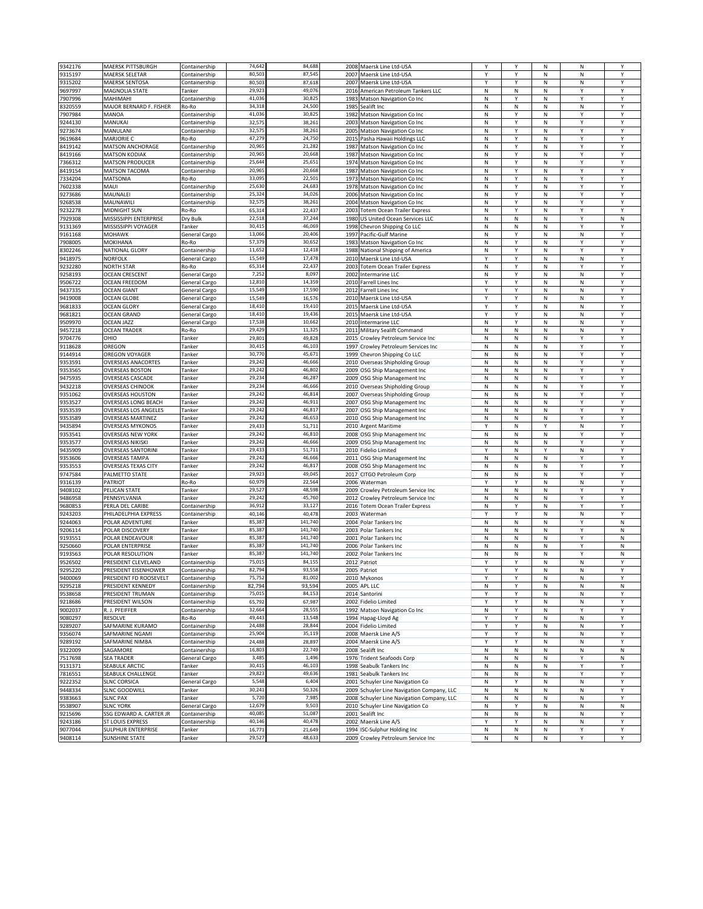| | | | | | | | | | | | |
|---|---|---|---|---|---|---|---|---|---|---|---|
| 9342176 | MAERSK PITTSBURGH | Containership | 74,642 | 84,688 | 2008 | Maersk Line Ltd-USA | Y | Y | N | N | Y |
| 9315197 | MAERSK SELETAR | Containership | 80,503 | 87,545 | 2007 | Maersk Line Ltd-USA | Y | Y | N | N | Y |
| 9315202 | MAERSK SENTOSA | Containership | 80,503 | 87,618 | 2007 | Maersk Line Ltd-USA | Y | Y | N | N | Y |
| 9697997 | MAGNOLIA STATE | Tanker | 29,923 | 49,076 | 2016 | American Petroleum Tankers LLC | N | N | N | Y | Y |
| 7907996 | MAHIMAHI | Containership | 41,036 | 30,825 | 1983 | Matson Navigation Co Inc | N | Y | N | Y | Y |
| 8320559 | MAJOR BERNARD F. FISHER | Ro-Ro | 34,318 | 24,500 | 1985 | Sealift Inc | N | N | N | N | Y |
| 7907984 | MANOA | Containership | 41,036 | 30,825 | 1982 | Matson Navigation Co Inc | N | Y | N | Y | Y |
| 9244130 | MANUKAI | Containership | 32,575 | 38,261 | 2003 | Matson Navigation Co Inc | N | Y | N | Y | Y |
| 9273674 | MANULANI | Containership | 32,575 | 38,261 | 2005 | Matson Navigation Co Inc | N | Y | N | Y | Y |
| 9619684 | MARJORIE C | Ro-Ro | 47,279 | 24,750 | 2015 | Pasha Hawaii Holdings LLC | N | Y | N | Y | Y |
| 8419142 | MATSON ANCHORAGE | Containership | 20,965 | 21,282 | 1987 | Matson Navigation Co Inc | N | Y | N | Y | Y |
| 8419166 | MATSON KODIAK | Containership | 20,965 | 20,668 | 1987 | Matson Navigation Co Inc | N | Y | N | Y | Y |
| 7366312 | MATSON PRODUCER | Containership | 25,644 | 25,651 | 1974 | Matson Navigation Co Inc | N | Y | N | Y | Y |
| 8419154 | MATSON TACOMA | Containership | 20,965 | 20,668 | 1987 | Matson Navigation Co Inc | N | Y | N | Y | Y |
| 7334204 | MATSONIA | Ro-Ro | 33,095 | 22,501 | 1973 | Matson Navigation Co Inc | N | Y | N | Y | Y |
| 7602338 | MAUI | Containership | 25,630 | 24,683 | 1978 | Matson Navigation Co Inc | N | Y | N | Y | Y |
| 9273686 | MAUNALEI | Containership | 25,324 | 34,026 | 2006 | Matson Navigation Co Inc | N | Y | N | Y | Y |
| 9268538 | MAUNAWILI | Containership | 32,575 | 38,261 | 2004 | Matson Navigation Co Inc | N | Y | N | Y | Y |
| 9232278 | MIDNIGHT SUN | Ro-Ro | 65,314 | 22,437 | 2003 | Totem Ocean Trailer Express | N | Y | N | Y | Y |
| 7929308 | MISSISSIPPI ENTERPRISE | Dry Bulk | 22,518 | 37,244 | 1980 | US United Ocean Services LLC | N | N | N | Y | N |
| 9131369 | MISSISSIPPI VOYAGER | Tanker | 30,415 | 46,069 | 1998 | Chevron Shipping Co LLC | N | N | N | Y | Y |
| 9161168 | MOHAWK | General Cargo | 13,066 | 20,406 | 1997 | Pacific-Gulf Marine | N | Y | N | N | Y |
| 7908005 | MOKIHANA | Ro-Ro | 57,379 | 30,652 | 1983 | Matson Navigation Co Inc | N | Y | N | Y | Y |
| 8302246 | NATIONAL GLORY | Containership | 11,652 | 12,418 | 1988 | National Shipping of America | N | Y | N | Y | Y |
| 9418975 | NORFOLK | General Cargo | 15,549 | 17,478 | 2010 | Maersk Line Ltd-USA | Y | Y | N | N | Y |
| 9232280 | NORTH STAR | Ro-Ro | 65,314 | 22,437 | 2003 | Totem Ocean Trailer Express | N | Y | N | Y | Y |
| 9258193 | OCEAN CRESCENT | General Cargo | 7,252 | 8,097 | 2002 | Intermarine LLC | N | Y | N | N | Y |
| 9506722 | OCEAN FREEDOM | General Cargo | 12,810 | 14,359 | 2010 | Farrell Lines Inc | Y | Y | N | N | Y |
| 9437335 | OCEAN GIANT | General Cargo | 15,549 | 17,590 | 2012 | Farrell Lines Inc | Y | Y | N | N | Y |
| 9419008 | OCEAN GLOBE | General Cargo | 15,549 | 16,576 | 2010 | Maersk Line Ltd-USA | Y | Y | N | N | Y |
| 9681833 | OCEAN GLORY | General Cargo | 18,410 | 19,410 | 2015 | Maersk Line Ltd-USA | Y | Y | N | N | Y |
| 9681821 | OCEAN GRAND | General Cargo | 18,410 | 19,436 | 2015 | Maersk Line Ltd-USA | Y | Y | N | N | Y |
| 9509970 | OCEAN JAZZ | General Cargo | 17,538 | 10,662 | 2010 | Intermarine LLC | N | Y | N | N | Y |
| 9457218 | OCEAN TRADER | Ro-Ro | 29,429 | 11,325 | 2011 | Military Sealift Command | N | N | N | N | Y |
| 9704776 | OHIO | Tanker | 29,801 | 49,828 | 2015 | Crowley Petroleum Service Inc | N | N | N | Y | Y |
| 9118628 | OREGON | Tanker | 30,415 | 46,103 | 1997 | Crowley Petroleum Services Inc | N | N | N | Y | Y |
| 9144914 | OREGON VOYAGER | Tanker | 30,770 | 45,671 | 1999 | Chevron Shipping Co LLC | N | N | N | Y | Y |
| 9353591 | OVERSEAS ANACORTES | Tanker | 29,242 | 46,666 | 2010 | Overseas Shipholding Group | N | N | N | Y | Y |
| 9353565 | OVERSEAS BOSTON | Tanker | 29,242 | 46,802 | 2009 | OSG Ship Management Inc | N | N | N | Y | Y |
| 9475935 | OVERSEAS CASCADE | Tanker | 29,234 | 46,287 | 2009 | OSG Ship Management Inc | N | N | N | Y | Y |
| 9432218 | OVERSEAS CHINOOK | Tanker | 29,234 | 46,666 | 2010 | Overseas Shipholding Group | N | N | N | Y | Y |
| 9351062 | OVERSEAS HOUSTON | Tanker | 29,242 | 46,814 | 2007 | Overseas Shipholding Group | N | N | N | Y | Y |
| 9353527 | OVERSEAS LONG BEACH | Tanker | 29,242 | 46,911 | 2007 | OSG Ship Management Inc | N | N | N | Y | Y |
| 9353539 | OVERSEAS LOS ANGELES | Tanker | 29,242 | 46,817 | 2007 | OSG Ship Management Inc | N | N | N | Y | Y |
| 9353589 | OVERSEAS MARTINEZ | Tanker | 29,242 | 46,653 | 2010 | OSG Ship Management Inc | N | N | N | Y | Y |
| 9435894 | OVERSEAS MYKONOS | Tanker | 29,433 | 51,711 | 2010 | Argent Maritime | Y | N | Y | N | Y |
| 9353541 | OVERSEAS NEW YORK | Tanker | 29,242 | 46,810 | 2008 | OSG Ship Management Inc | N | N | N | Y | Y |
| 9353577 | OVERSEAS NIKISKI | Tanker | 29,242 | 46,666 | 2009 | OSG Ship Management Inc | N | N | N | Y | Y |
| 9435909 | OVERSEAS SANTORINI | Tanker | 29,433 | 51,711 | 2010 | Fidelio Limited | Y | N | Y | N | Y |
| 9353606 | OVERSEAS TAMPA | Tanker | 29,242 | 46,666 | 2011 | OSG Ship Management Inc | N | N | N | Y | Y |
| 9353553 | OVERSEAS TEXAS CITY | Tanker | 29,242 | 46,817 | 2008 | OSG Ship Management Inc | N | N | N | Y | Y |
| 9747584 | PALMETTO STATE | Tanker | 29,923 | 49,045 | 2017 | CITGO Petroleum Corp | N | N | N | Y | Y |
| 9316139 | PATRIOT | Ro-Ro | 60,979 | 22,564 | 2006 | Waterman | Y | Y | N | N | Y |
| 9408102 | PELICAN STATE | Tanker | 29,527 | 48,598 | 2009 | Crowley Petroleum Service Inc | N | N | N | Y | Y |
| 9486958 | PENNSYLVANIA | Tanker | 29,242 | 45,760 | 2012 | Crowley Petroleum Service Inc | N | N | N | Y | Y |
| 9680853 | PERLA DEL CARIBE | Containership | 36,912 | 33,127 | 2016 | Totem Ocean Trailer Express | N | Y | N | Y | Y |
| 9243203 | PHILADELPHIA EXPRESS | Containership | 40,146 | 40,478 | 2003 | Waterman | Y | Y | N | N | Y |
| 9244063 | POLAR ADVENTURE | Tanker | 85,387 | 141,740 | 2004 | Polar Tankers Inc | N | N | N | Y | N |
| 9206114 | POLAR DISCOVERY | Tanker | 85,387 | 141,740 | 2003 | Polar Tankers Inc | N | N | N | Y | N |
| 9193551 | POLAR ENDEAVOUR | Tanker | 85,387 | 141,740 | 2001 | Polar Tankers Inc | N | N | N | Y | N |
| 9250660 | POLAR ENTERPRISE | Tanker | 85,387 | 141,740 | 2006 | Polar Tankers Inc | N | N | N | Y | N |
| 9193563 | POLAR RESOLUTION | Tanker | 85,387 | 141,740 | 2002 | Polar Tankers Inc | N | N | N | Y | N |
| 9526502 | PRESIDENT CLEVELAND | Containership | 75,015 | 84,155 | 2012 | Patriot | Y | Y | N | N | Y |
| 9295220 | PRESIDENT EISENHOWER | Containership | 82,794 | 93,558 | 2005 | Patriot | Y | Y | N | N | Y |
| 9400069 | PRESIDENT FD ROOSEVELT | Containership | 75,752 | 81,002 | 2010 | Mykonos | Y | Y | N | N | Y |
| 9295218 | PRESIDENT KENNEDY | Containership | 82,794 | 93,594 | 2005 | APL LLC | N | Y | N | N | N |
| 9538658 | PRESIDENT TRUMAN | Containership | 75,015 | 84,153 | 2014 | Santorini | Y | Y | N | N | Y |
| 9218686 | PRESIDENT WILSON | Containership | 65,792 | 67,987 | 2002 | Fidelio Limited | Y | Y | N | N | Y |
| 9002037 | R. J. PFEIFFER | Containership | 32,664 | 28,555 | 1992 | Matson Navigation Co Inc | N | Y | N | Y | Y |
| 9080297 | RESOLVE | Ro-Ro | 49,443 | 13,548 | 1994 | Hapag-Lloyd Ag | Y | Y | N | N | Y |
| 9289207 | SAFMARINE KURAMO | Containership | 24,488 | 28,844 | 2004 | Fidelio Limited | Y | Y | N | N | Y |
| 9356074 | SAFMARINE NGAMI | Containership | 25,904 | 35,119 | 2008 | Maersk Line A/S | Y | Y | N | N | Y |
| 9289192 | SAFMARINE NIMBA | Containership | 24,488 | 28,897 | 2004 | Maersk Line A/S | Y | Y | N | N | Y |
| 9322009 | SAGAMORE | Containership | 16,803 | 22,749 | 2008 | Sealift Inc | N | N | N | N | N |
| 7517698 | SEA TRADER | General Cargo | 3,485 | 1,496 | 1976 | Trident Seafoods Corp | N | N | N | Y | N |
| 9131371 | SEABULK ARCTIC | Tanker | 30,415 | 46,103 | 1998 | Seabulk Tankers Inc | N | N | N | Y | Y |
| 7816551 | SEABULK CHALLENGE | Tanker | 29,823 | 49,636 | 1981 | Seabulk Tankers Inc | N | N | N | Y | Y |
| 9222352 | SLNC CORSICA | General Cargo | 5,548 | 6,404 | 2001 | Schuyler Line Navigation Co | N | Y | N | N | Y |
| 9448334 | SLNC GOODWILL | Tanker | 30,241 | 50,326 | 2009 | Schuyler Line Navigation Company, LLC | N | N | N | N | Y |
| 9383663 | SLNC PAX | Tanker | 5,720 | 7,985 | 2008 | Schuyler Line Navigation Company, LLC | N | N | N | N | Y |
| 9538907 | SLNC YORK | General Cargo | 12,679 | 9,503 | 2010 | Schuyler Line Navigation Co | N | Y | N | N | N |
| 9215696 | SSG EDWARD A. CARTER JR | Containership | 40,085 | 51,087 | 2001 | Sealift Inc | N | N | N | N | Y |
| 9243186 | ST LOUIS EXPRESS | Containership | 40,146 | 40,478 | 2002 | Maersk Line A/S | Y | Y | N | N | Y |
| 9077044 | SULPHUR ENTERPRISE | Tanker | 16,771 | 21,649 | 1994 | ISC-Sulphur Holding Inc | N | N | N | Y | Y |
| 9408114 | SUNSHINE STATE | Tanker | 29,527 | 48,633 | 2009 | Crowley Petroleum Service Inc | N | N | N | Y | Y |